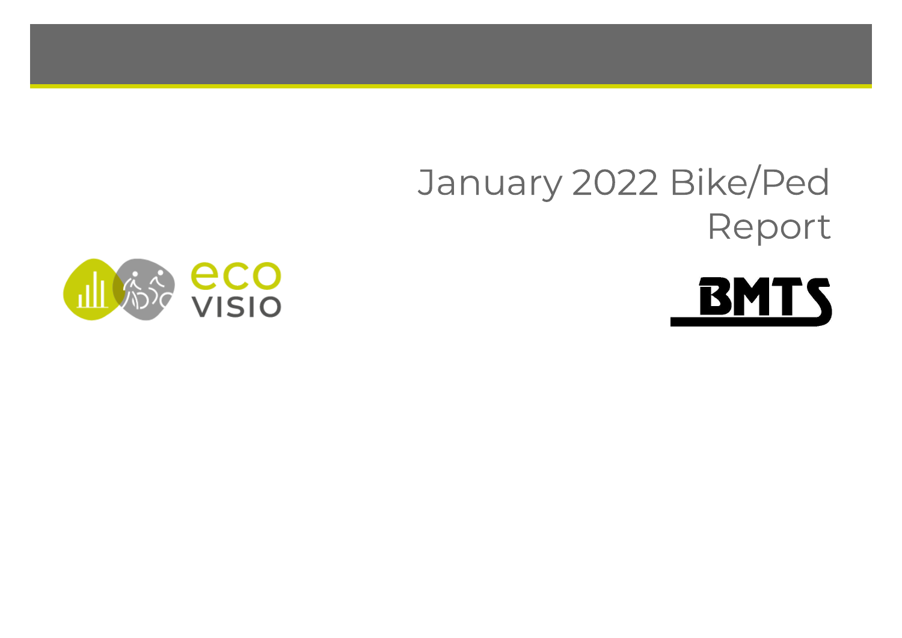# January 2022 Bike/Ped Report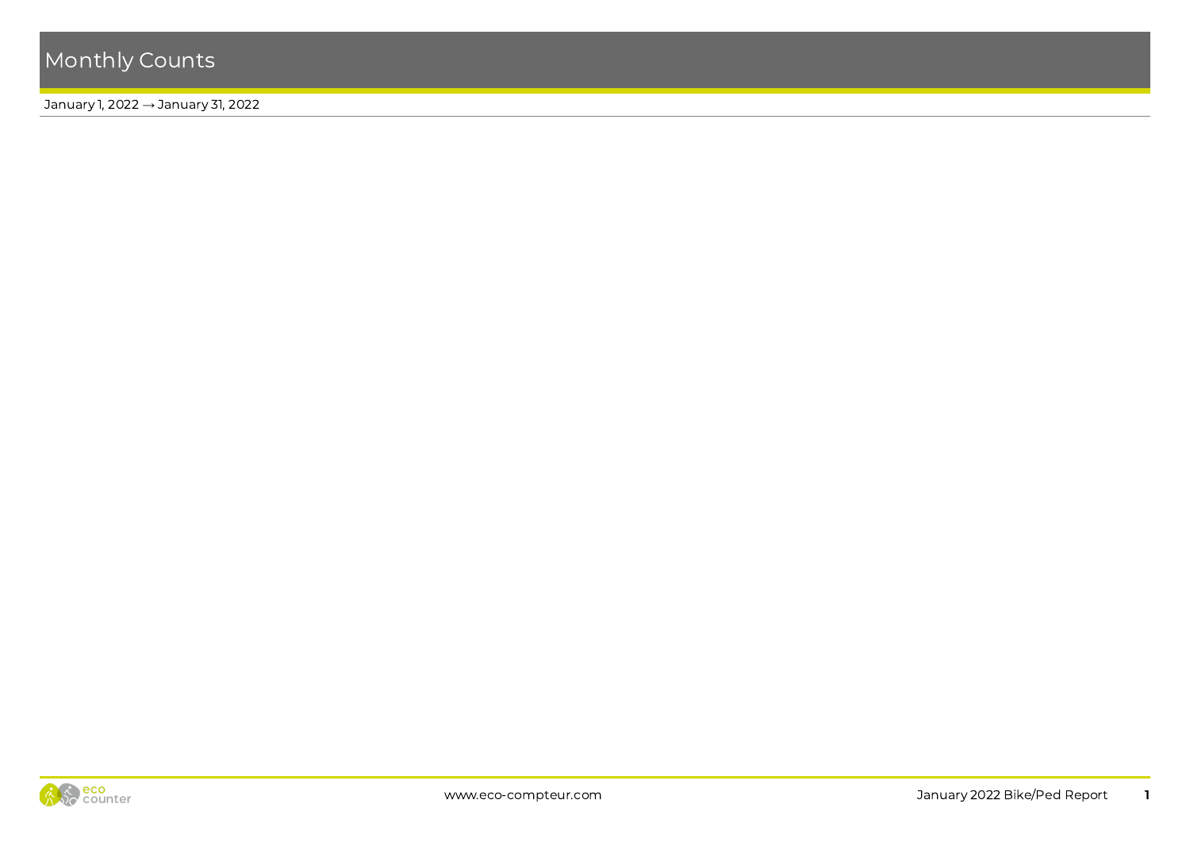# Monthly Counts

January 1, 2022 → January 31, 2022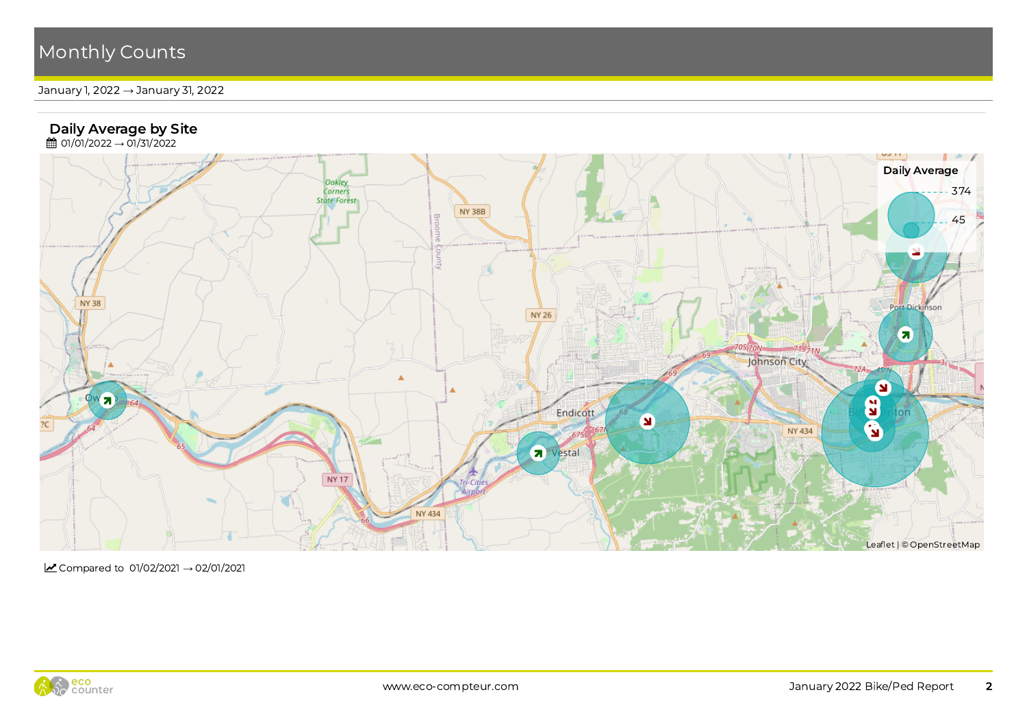# Monthly Counts

January 1, 2022 → January 31, 2022

## Daily Average by Site

01/01/2022 → 01/31/2022

Compared to 01/02/2021 → 02/01/2021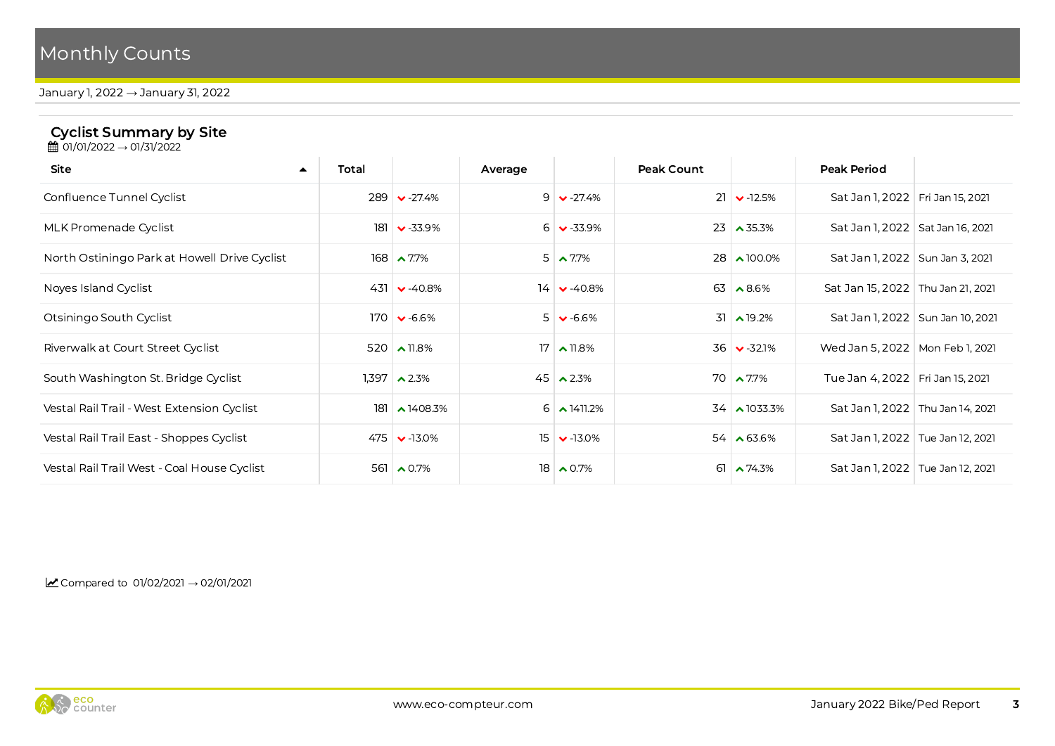# Monthly Counts

January 1, 2022 → January 31, 2022

## Cyclist Summary by Site

01/01/2022 → 01/31/2022

| Site | Total | | Average | | Peak Count | | Peak Period | |
|---|---|---|---|---|---|---|---|---|
| Confluence Tunnel Cyclist | 289 | -27.4% | 9 | -27.4% | 21 | -12.5% | Sat Jan 1, 2022 | Fri Jan 15, 2021 |
| MLK Promenade Cyclist | 181 | -33.9% | 6 | -33.9% | 23 | 35.3% | Sat Jan 1, 2022 | Sat Jan 16, 2021 |
| North Ostiningo Park at Howell Drive Cyclist | 168 | 7.7% | 5 | 7.7% | 28 | 100.0% | Sat Jan 1, 2022 | Sun Jan 3, 2021 |
| Noyes Island Cyclist | 431 | -40.8% | 14 | -40.8% | 63 | 8.6% | Sat Jan 15, 2022 | Thu Jan 21, 2021 |
| Otsiningo South Cyclist | 170 | -6.6% | 5 | -6.6% | 31 | 19.2% | Sat Jan 1, 2022 | Sun Jan 10, 2021 |
| Riverwalk at Court Street Cyclist | 520 | 11.8% | 17 | 11.8% | 36 | -32.1% | Wed Jan 5, 2022 | Mon Feb 1, 2021 |
| South Washington St. Bridge Cyclist | 1,397 | 2.3% | 45 | 2.3% | 70 | 7.7% | Tue Jan 4, 2022 | Fri Jan 15, 2021 |
| Vestal Rail Trail - West Extension Cyclist | 181 | 1408.3% | 6 | 1411.2% | 34 | 1033.3% | Sat Jan 1, 2022 | Thu Jan 14, 2021 |
| Vestal Rail Trail East - Shoppes Cyclist | 475 | -13.0% | 15 | -13.0% | 54 | 63.6% | Sat Jan 1, 2022 | Tue Jan 12, 2021 |
| Vestal Rail Trail West - Coal House Cyclist | 561 | 0.7% | 18 | 0.7% | 61 | 74.3% | Sat Jan 1, 2022 | Tue Jan 12, 2021 |

Compared to 01/02/2021 → 02/01/2021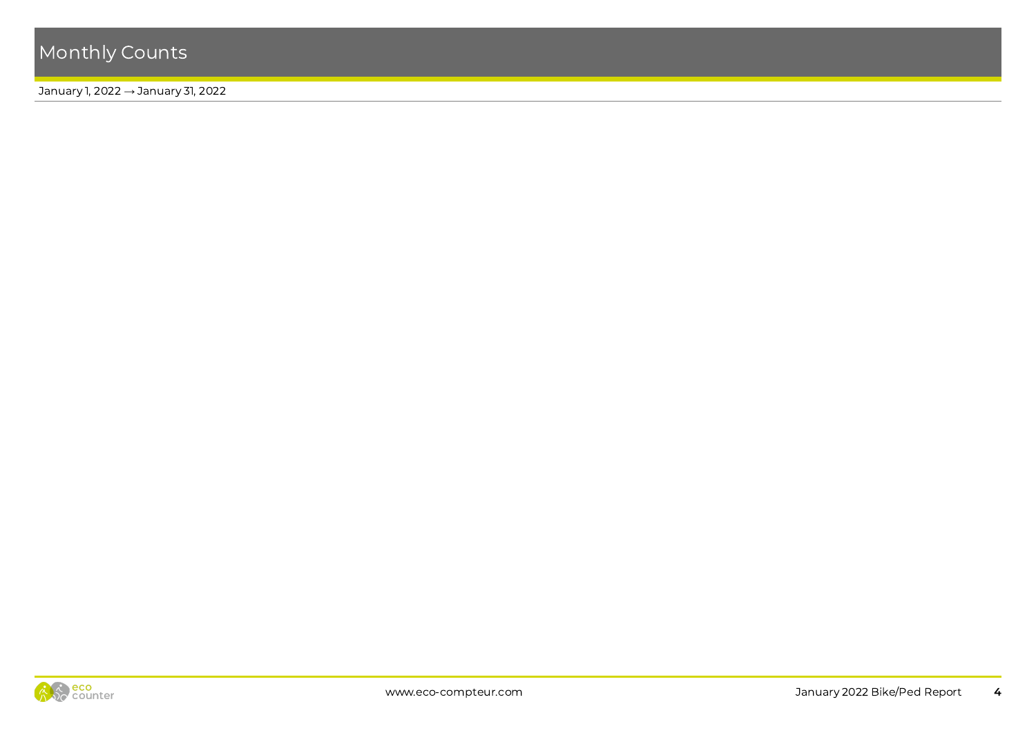# Monthly Counts

January 1, 2022 → January 31, 2022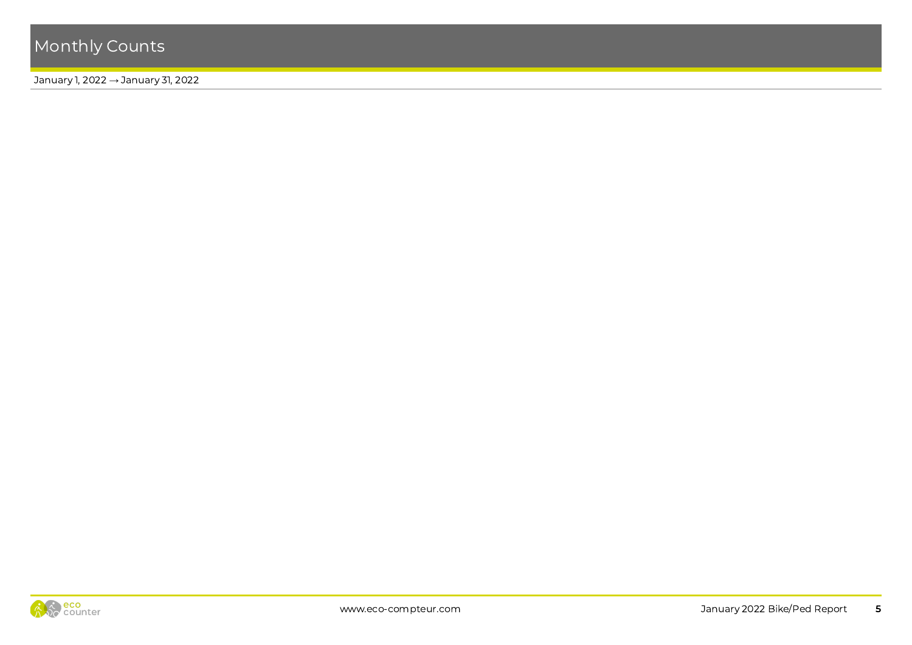# Monthly Counts

January 1, 2022 → January 31, 2022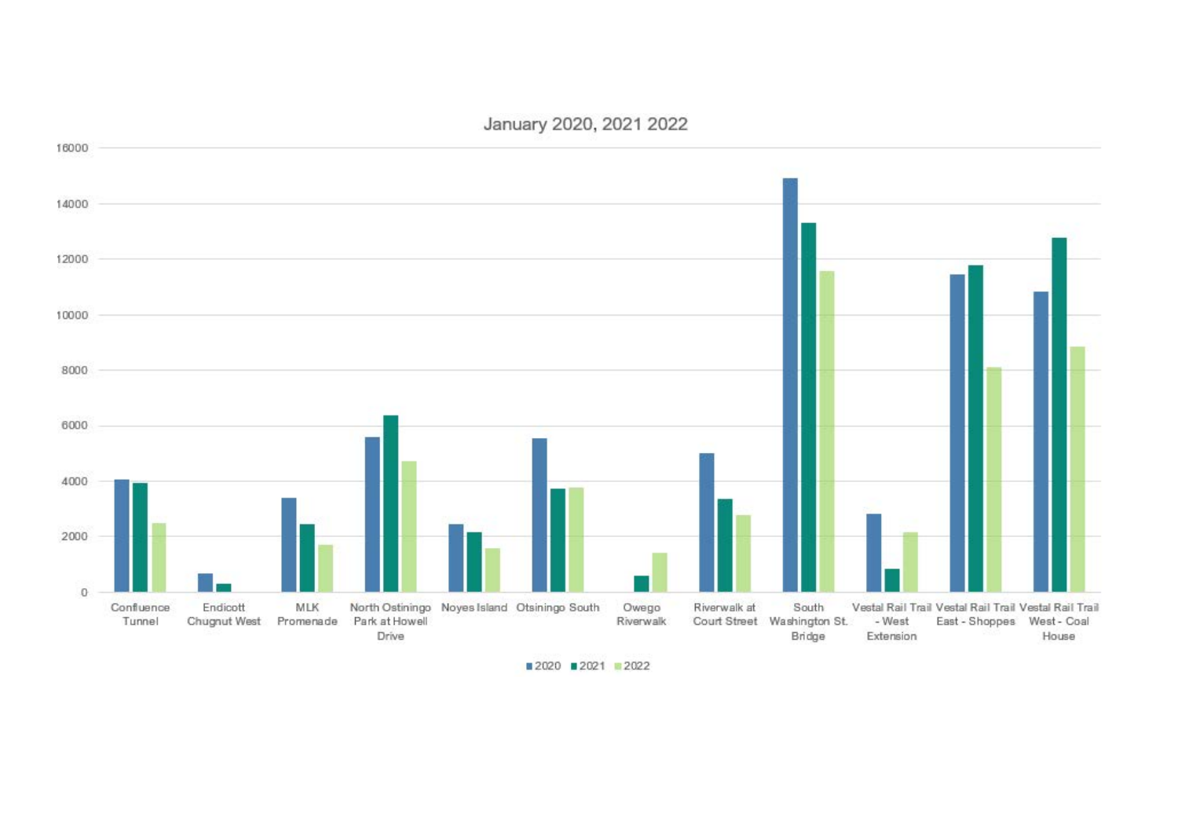January 2020, 2021 2022

16000
14000
12000
10000
8000
6000
4000
2000
0

Confluence Tunnel
Endicott Chugnut West
MLK Promenade
North Ostiningo Park at Howell Drive
Noyes Island
Otsiningo South
Owego Riverwalk
Riverwalk at Court Street
South Washington St. Bridge
Vestal Rail Trail - West Extension
Vestal Rail Trail East - Shoppes
Vestal Rail Trail West - Coal House

2020 2021 2022